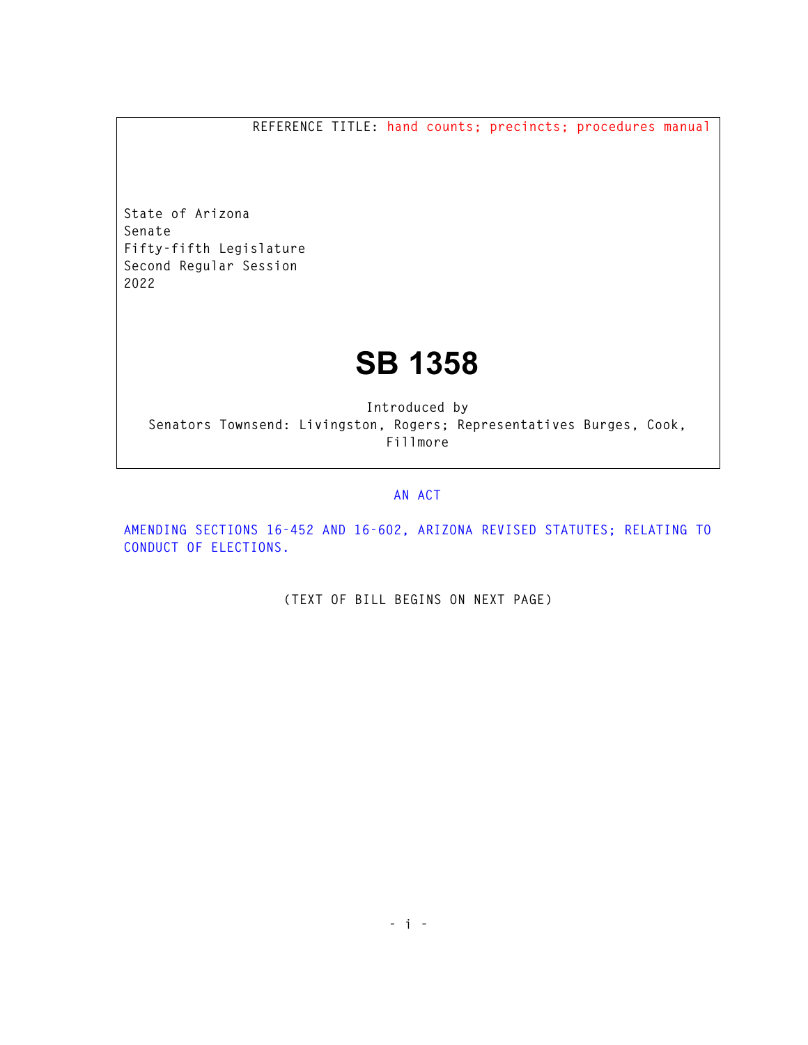REFERENCE TITLE: hand counts; precincts; procedures manual

State of Arizona
Senate
Fifty-fifth Legislature
Second Regular Session
2022

# SB 1358

Introduced by
Senators Townsend: Livingston, Rogers; Representatives Burges, Cook, Fillmore

AN ACT

AMENDING SECTIONS 16-452 AND 16-602, ARIZONA REVISED STATUTES; RELATING TO CONDUCT OF ELECTIONS.

(TEXT OF BILL BEGINS ON NEXT PAGE)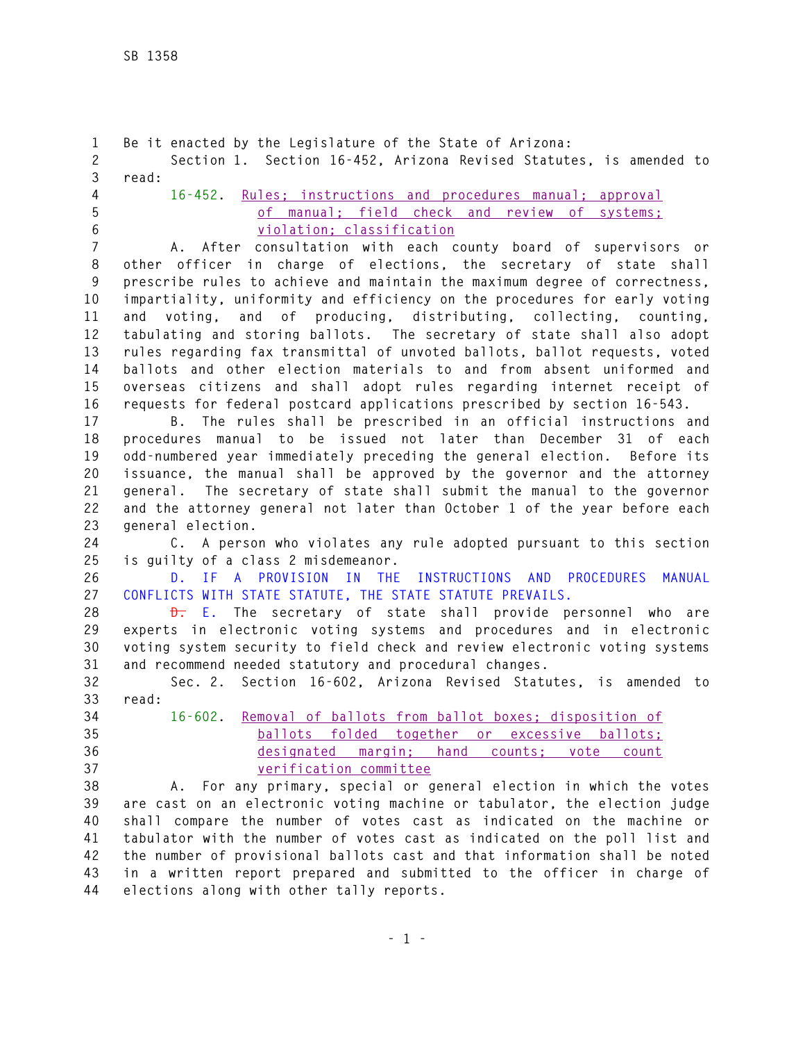Be it enacted by the Legislature of the State of Arizona:

Section 1. Section 16-452, Arizona Revised Statutes, is amended to read:

16-452. Rules; instructions and procedures manual; approval of manual; field check and review of systems; violation; classification

A. After consultation with each county board of supervisors or other officer in charge of elections, the secretary of state shall prescribe rules to achieve and maintain the maximum degree of correctness, impartiality, uniformity and efficiency on the procedures for early voting and voting, and of producing, distributing, collecting, counting, tabulating and storing ballots. The secretary of state shall also adopt rules regarding fax transmittal of unvoted ballots, ballot requests, voted ballots and other election materials to and from absent uniformed and overseas citizens and shall adopt rules regarding internet receipt of requests for federal postcard applications prescribed by section 16-543.

B. The rules shall be prescribed in an official instructions and procedures manual to be issued not later than December 31 of each odd-numbered year immediately preceding the general election. Before its issuance, the manual shall be approved by the governor and the attorney general. The secretary of state shall submit the manual to the governor and the attorney general not later than October 1 of the year before each general election.

C. A person who violates any rule adopted pursuant to this section is guilty of a class 2 misdemeanor.

D. IF A PROVISION IN THE INSTRUCTIONS AND PROCEDURES MANUAL CONFLICTS WITH STATE STATUTE, THE STATE STATUTE PREVAILS.

~~D.~~ E. The secretary of state shall provide personnel who are experts in electronic voting systems and procedures and in electronic voting system security to field check and review electronic voting systems and recommend needed statutory and procedural changes.

Sec. 2. Section 16-602, Arizona Revised Statutes, is amended to read:

16-602. Removal of ballots from ballot boxes; disposition of ballots folded together or excessive ballots; designated margin; hand counts; vote count verification committee

A. For any primary, special or general election in which the votes are cast on an electronic voting machine or tabulator, the election judge shall compare the number of votes cast as indicated on the machine or tabulator with the number of votes cast as indicated on the poll list and the number of provisional ballots cast and that information shall be noted in a written report prepared and submitted to the officer in charge of elections along with other tally reports.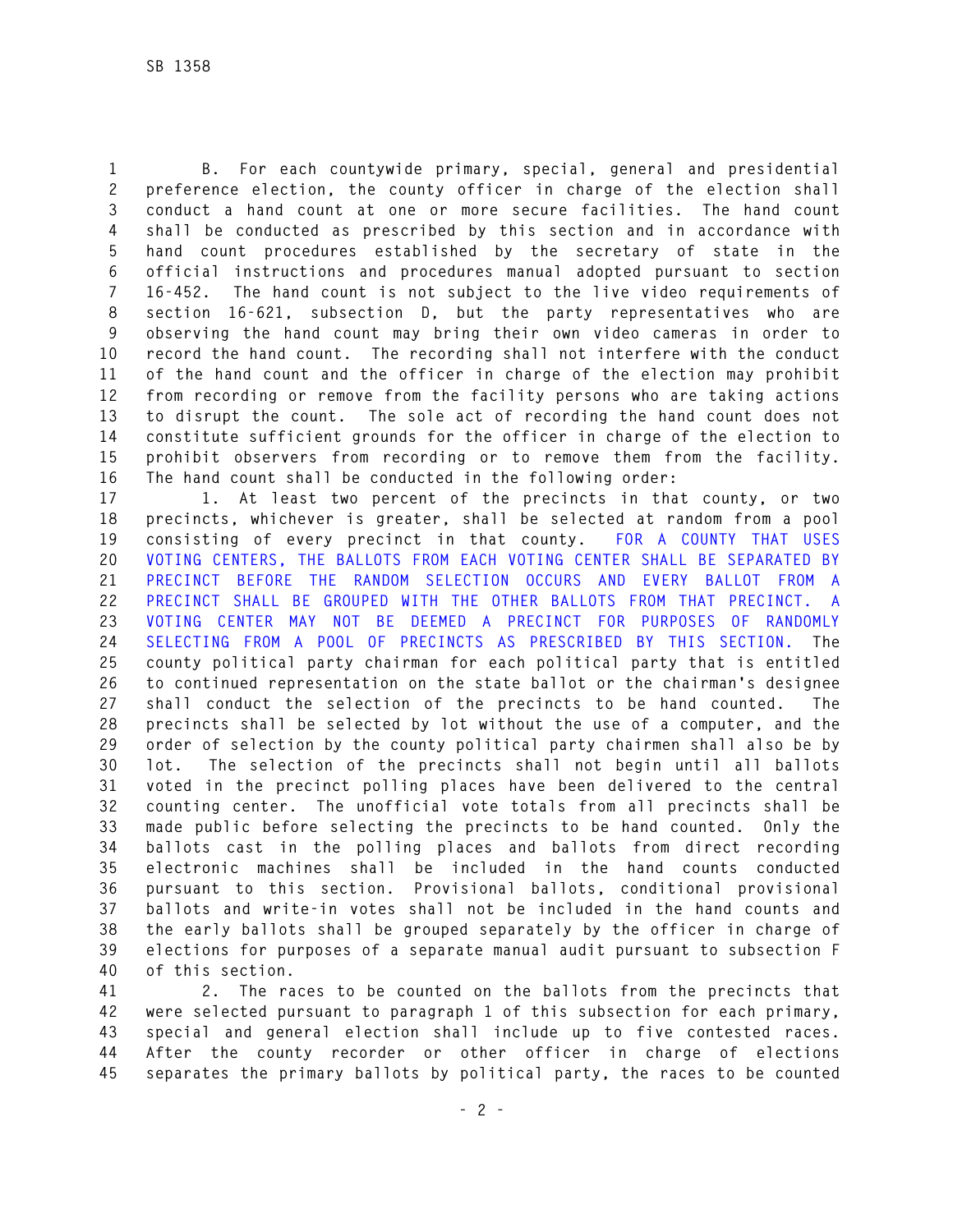B. For each countywide primary, special, general and presidential preference election, the county officer in charge of the election shall conduct a hand count at one or more secure facilities. The hand count shall be conducted as prescribed by this section and in accordance with hand count procedures established by the secretary of state in the official instructions and procedures manual adopted pursuant to section 16-452. The hand count is not subject to the live video requirements of section 16-621, subsection D, but the party representatives who are observing the hand count may bring their own video cameras in order to record the hand count. The recording shall not interfere with the conduct of the hand count and the officer in charge of the election may prohibit from recording or remove from the facility persons who are taking actions to disrupt the count. The sole act of recording the hand count does not constitute sufficient grounds for the officer in charge of the election to prohibit observers from recording or to remove them from the facility. The hand count shall be conducted in the following order:

1. At least two percent of the precincts in that county, or two precincts, whichever is greater, shall be selected at random from a pool consisting of every precinct in that county. FOR A COUNTY THAT USES VOTING CENTERS, THE BALLOTS FROM EACH VOTING CENTER SHALL BE SEPARATED BY PRECINCT BEFORE THE RANDOM SELECTION OCCURS AND EVERY BALLOT FROM A PRECINCT SHALL BE GROUPED WITH THE OTHER BALLOTS FROM THAT PRECINCT. A VOTING CENTER MAY NOT BE DEEMED A PRECINCT FOR PURPOSES OF RANDOMLY SELECTING FROM A POOL OF PRECINCTS AS PRESCRIBED BY THIS SECTION. The county political party chairman for each political party that is entitled to continued representation on the state ballot or the chairman's designee shall conduct the selection of the precincts to be hand counted. The precincts shall be selected by lot without the use of a computer, and the order of selection by the county political party chairmen shall also be by lot. The selection of the precincts shall not begin until all ballots voted in the precinct polling places have been delivered to the central counting center. The unofficial vote totals from all precincts shall be made public before selecting the precincts to be hand counted. Only the ballots cast in the polling places and ballots from direct recording electronic machines shall be included in the hand counts conducted pursuant to this section. Provisional ballots, conditional provisional ballots and write-in votes shall not be included in the hand counts and the early ballots shall be grouped separately by the officer in charge of elections for purposes of a separate manual audit pursuant to subsection F of this section.

2. The races to be counted on the ballots from the precincts that were selected pursuant to paragraph 1 of this subsection for each primary, special and general election shall include up to five contested races. After the county recorder or other officer in charge of elections separates the primary ballots by political party, the races to be counted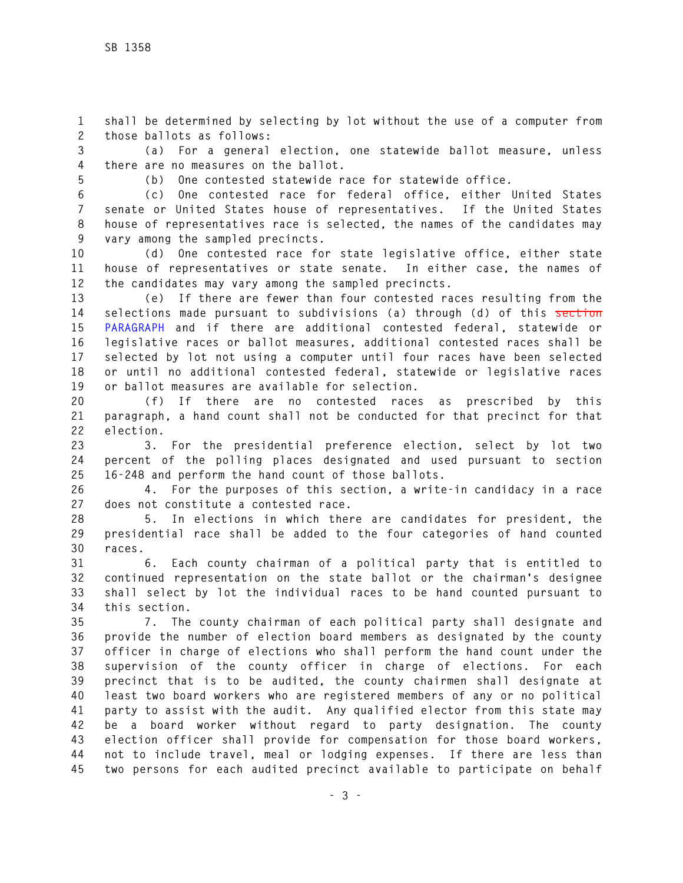shall be determined by selecting by lot without the use of a computer from those ballots as follows:

(a) For a general election, one statewide ballot measure, unless there are no measures on the ballot.

(b) One contested statewide race for statewide office.

(c) One contested race for federal office, either United States senate or United States house of representatives. If the United States house of representatives race is selected, the names of the candidates may vary among the sampled precincts.

(d) One contested race for state legislative office, either state house of representatives or state senate. In either case, the names of the candidates may vary among the sampled precincts.

(e) If there are fewer than four contested races resulting from the selections made pursuant to subdivisions (a) through (d) of this ~~section~~ PARAGRAPH and if there are additional contested federal, statewide or legislative races or ballot measures, additional contested races shall be selected by lot not using a computer until four races have been selected or until no additional contested federal, statewide or legislative races or ballot measures are available for selection.

(f) If there are no contested races as prescribed by this paragraph, a hand count shall not be conducted for that precinct for that election.

3. For the presidential preference election, select by lot two percent of the polling places designated and used pursuant to section 16-248 and perform the hand count of those ballots.

4. For the purposes of this section, a write-in candidacy in a race does not constitute a contested race.

5. In elections in which there are candidates for president, the presidential race shall be added to the four categories of hand counted races.

6. Each county chairman of a political party that is entitled to continued representation on the state ballot or the chairman's designee shall select by lot the individual races to be hand counted pursuant to this section.

7. The county chairman of each political party shall designate and provide the number of election board members as designated by the county officer in charge of elections who shall perform the hand count under the supervision of the county officer in charge of elections. For each precinct that is to be audited, the county chairmen shall designate at least two board workers who are registered members of any or no political party to assist with the audit. Any qualified elector from this state may be a board worker without regard to party designation. The county election officer shall provide for compensation for those board workers, not to include travel, meal or lodging expenses. If there are less than two persons for each audited precinct available to participate on behalf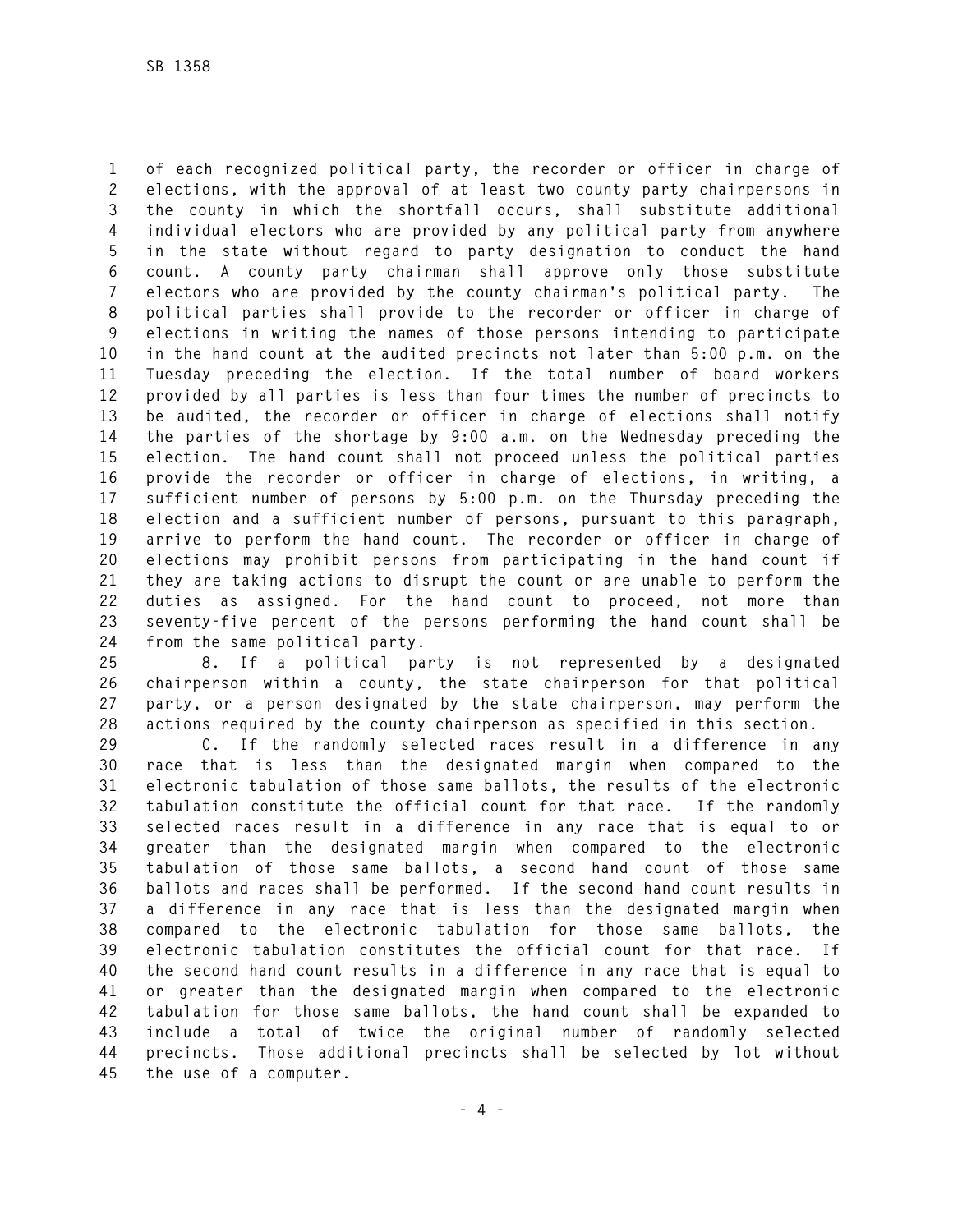of each recognized political party, the recorder or officer in charge of elections, with the approval of at least two county party chairpersons in the county in which the shortfall occurs, shall substitute additional individual electors who are provided by any political party from anywhere in the state without regard to party designation to conduct the hand count. A county party chairman shall approve only those substitute electors who are provided by the county chairman's political party. The political parties shall provide to the recorder or officer in charge of elections in writing the names of those persons intending to participate in the hand count at the audited precincts not later than 5:00 p.m. on the Tuesday preceding the election. If the total number of board workers provided by all parties is less than four times the number of precincts to be audited, the recorder or officer in charge of elections shall notify the parties of the shortage by 9:00 a.m. on the Wednesday preceding the election. The hand count shall not proceed unless the political parties provide the recorder or officer in charge of elections, in writing, a sufficient number of persons by 5:00 p.m. on the Thursday preceding the election and a sufficient number of persons, pursuant to this paragraph, arrive to perform the hand count. The recorder or officer in charge of elections may prohibit persons from participating in the hand count if they are taking actions to disrupt the count or are unable to perform the duties as assigned. For the hand count to proceed, not more than seventy-five percent of the persons performing the hand count shall be from the same political party.

8. If a political party is not represented by a designated chairperson within a county, the state chairperson for that political party, or a person designated by the state chairperson, may perform the actions required by the county chairperson as specified in this section.

C. If the randomly selected races result in a difference in any race that is less than the designated margin when compared to the electronic tabulation of those same ballots, the results of the electronic tabulation constitute the official count for that race. If the randomly selected races result in a difference in any race that is equal to or greater than the designated margin when compared to the electronic tabulation of those same ballots, a second hand count of those same ballots and races shall be performed. If the second hand count results in a difference in any race that is less than the designated margin when compared to the electronic tabulation for those same ballots, the electronic tabulation constitutes the official count for that race. If the second hand count results in a difference in any race that is equal to or greater than the designated margin when compared to the electronic tabulation for those same ballots, the hand count shall be expanded to include a total of twice the original number of randomly selected precincts. Those additional precincts shall be selected by lot without the use of a computer.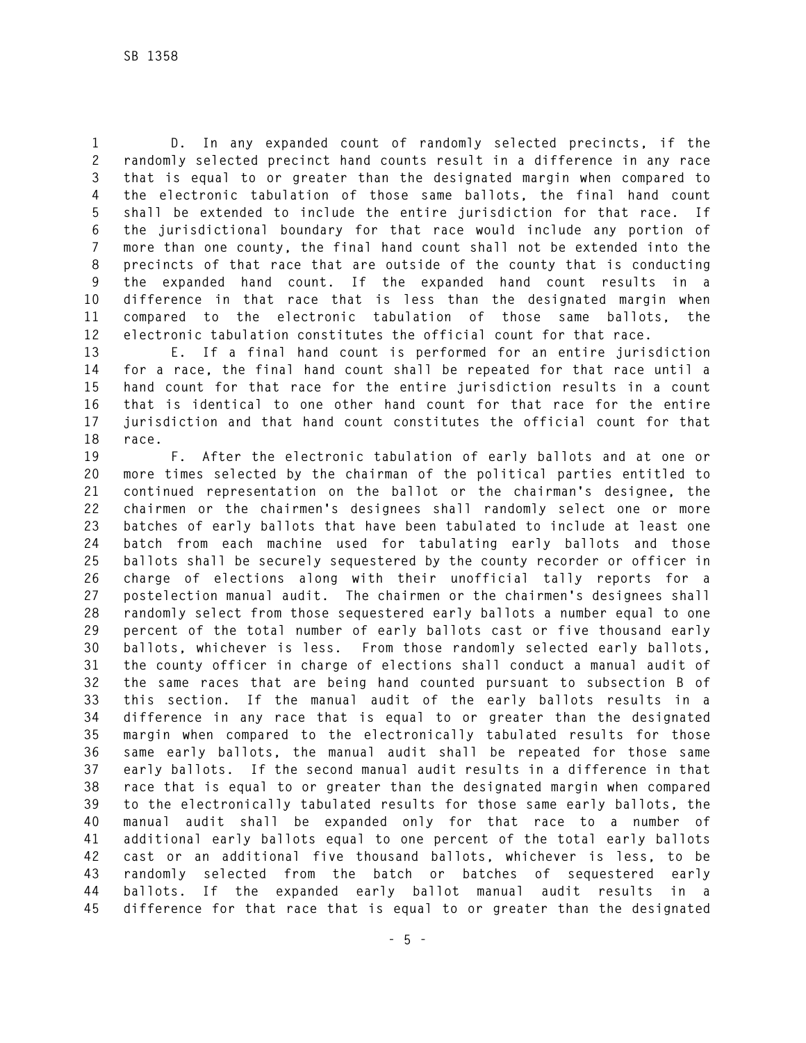D. In any expanded count of randomly selected precincts, if the randomly selected precinct hand counts result in a difference in any race that is equal to or greater than the designated margin when compared to the electronic tabulation of those same ballots, the final hand count shall be extended to include the entire jurisdiction for that race. If the jurisdictional boundary for that race would include any portion of more than one county, the final hand count shall not be extended into the precincts of that race that are outside of the county that is conducting the expanded hand count. If the expanded hand count results in a difference in that race that is less than the designated margin when compared to the electronic tabulation of those same ballots, the electronic tabulation constitutes the official count for that race.

E. If a final hand count is performed for an entire jurisdiction for a race, the final hand count shall be repeated for that race until a hand count for that race for the entire jurisdiction results in a count that is identical to one other hand count for that race for the entire jurisdiction and that hand count constitutes the official count for that race.

F. After the electronic tabulation of early ballots and at one or more times selected by the chairman of the political parties entitled to continued representation on the ballot or the chairman's designee, the chairmen or the chairmen's designees shall randomly select one or more batches of early ballots that have been tabulated to include at least one batch from each machine used for tabulating early ballots and those ballots shall be securely sequestered by the county recorder or officer in charge of elections along with their unofficial tally reports for a postelection manual audit. The chairmen or the chairmen's designees shall randomly select from those sequestered early ballots a number equal to one percent of the total number of early ballots cast or five thousand early ballots, whichever is less. From those randomly selected early ballots, the county officer in charge of elections shall conduct a manual audit of the same races that are being hand counted pursuant to subsection B of this section. If the manual audit of the early ballots results in a difference in any race that is equal to or greater than the designated margin when compared to the electronically tabulated results for those same early ballots, the manual audit shall be repeated for those same early ballots. If the second manual audit results in a difference in that race that is equal to or greater than the designated margin when compared to the electronically tabulated results for those same early ballots, the manual audit shall be expanded only for that race to a number of additional early ballots equal to one percent of the total early ballots cast or an additional five thousand ballots, whichever is less, to be randomly selected from the batch or batches of sequestered early ballots. If the expanded early ballot manual audit results in a difference for that race that is equal to or greater than the designated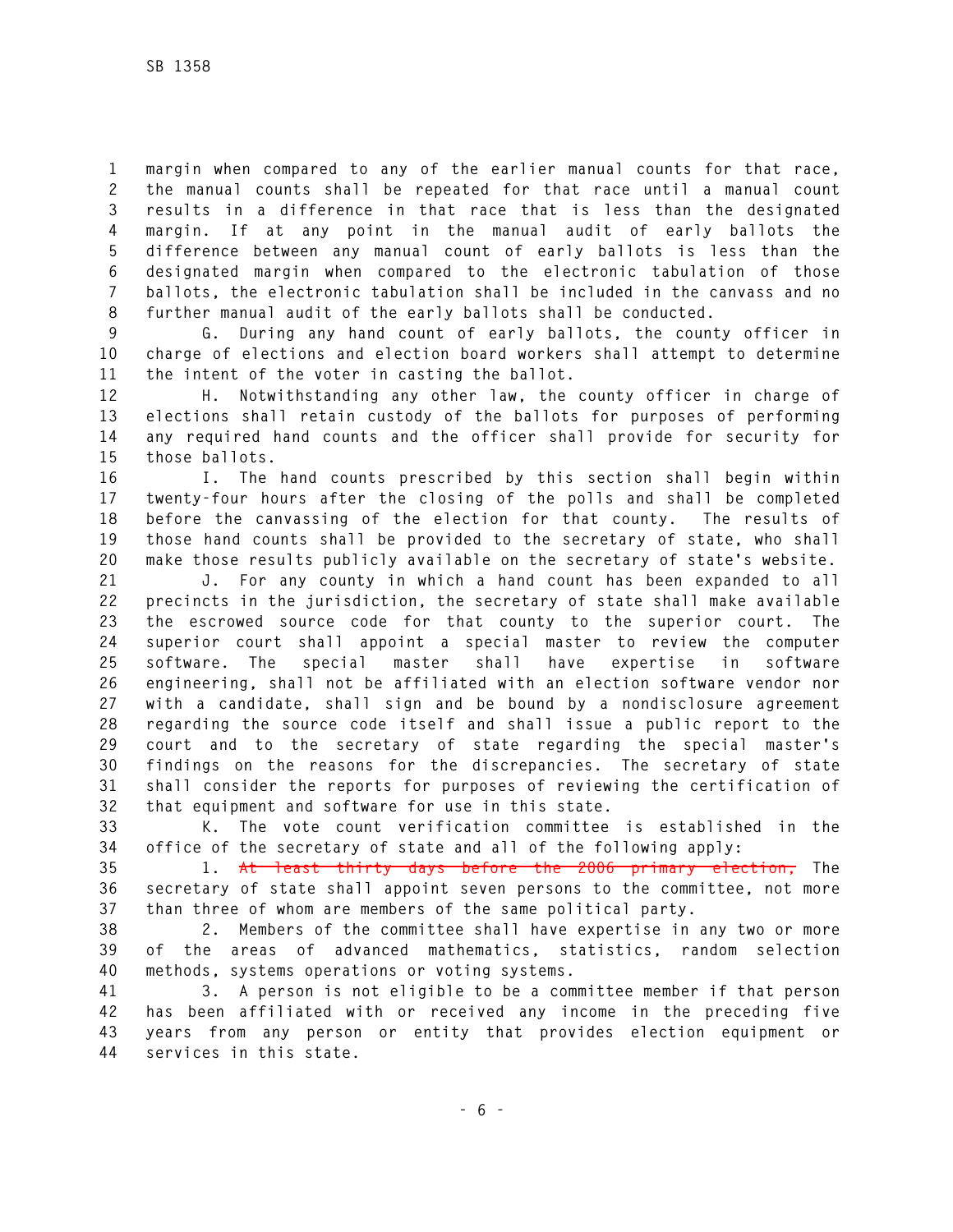margin when compared to any of the earlier manual counts for that race, the manual counts shall be repeated for that race until a manual count results in a difference in that race that is less than the designated margin. If at any point in the manual audit of early ballots the difference between any manual count of early ballots is less than the designated margin when compared to the electronic tabulation of those ballots, the electronic tabulation shall be included in the canvass and no further manual audit of the early ballots shall be conducted.

G. During any hand count of early ballots, the county officer in charge of elections and election board workers shall attempt to determine the intent of the voter in casting the ballot.

H. Notwithstanding any other law, the county officer in charge of elections shall retain custody of the ballots for purposes of performing any required hand counts and the officer shall provide for security for those ballots.

I. The hand counts prescribed by this section shall begin within twenty-four hours after the closing of the polls and shall be completed before the canvassing of the election for that county. The results of those hand counts shall be provided to the secretary of state, who shall make those results publicly available on the secretary of state's website.

J. For any county in which a hand count has been expanded to all precincts in the jurisdiction, the secretary of state shall make available the escrowed source code for that county to the superior court. The superior court shall appoint a special master to review the computer software. The special master shall have expertise in software engineering, shall not be affiliated with an election software vendor nor with a candidate, shall sign and be bound by a nondisclosure agreement regarding the source code itself and shall issue a public report to the court and to the secretary of state regarding the special master's findings on the reasons for the discrepancies. The secretary of state shall consider the reports for purposes of reviewing the certification of that equipment and software for use in this state.

K. The vote count verification committee is established in the office of the secretary of state and all of the following apply:

1. ~~At least thirty days before the 2006 primary election,~~ The secretary of state shall appoint seven persons to the committee, not more than three of whom are members of the same political party.

2. Members of the committee shall have expertise in any two or more of the areas of advanced mathematics, statistics, random selection methods, systems operations or voting systems.

3. A person is not eligible to be a committee member if that person has been affiliated with or received any income in the preceding five years from any person or entity that provides election equipment or services in this state.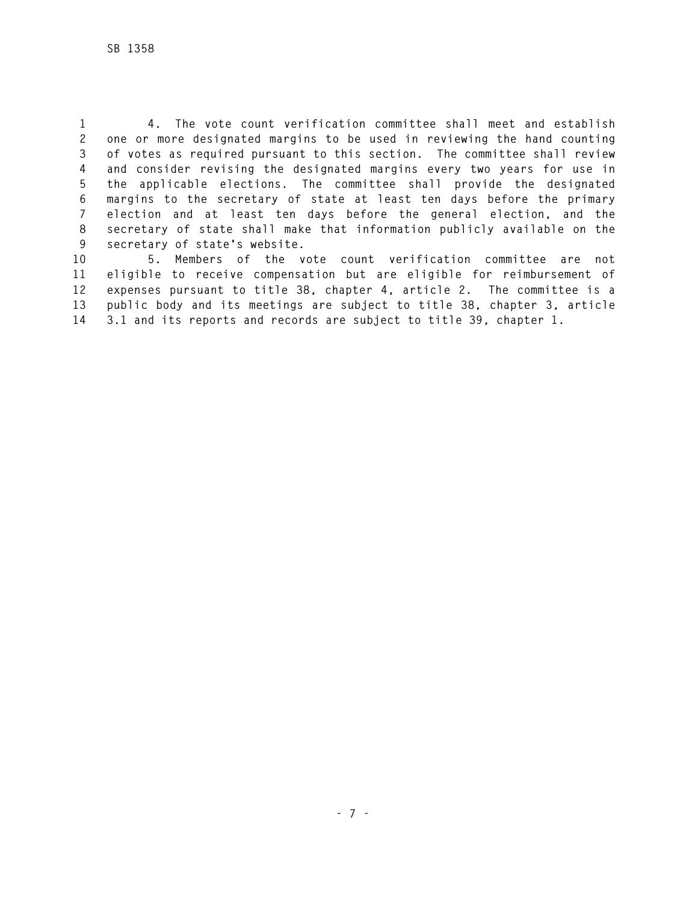4. The vote count verification committee shall meet and establish one or more designated margins to be used in reviewing the hand counting of votes as required pursuant to this section. The committee shall review and consider revising the designated margins every two years for use in the applicable elections. The committee shall provide the designated margins to the secretary of state at least ten days before the primary election and at least ten days before the general election, and the secretary of state shall make that information publicly available on the secretary of state's website.

5. Members of the vote count verification committee are not eligible to receive compensation but are eligible for reimbursement of expenses pursuant to title 38, chapter 4, article 2. The committee is a public body and its meetings are subject to title 38, chapter 3, article 3.1 and its reports and records are subject to title 39, chapter 1.